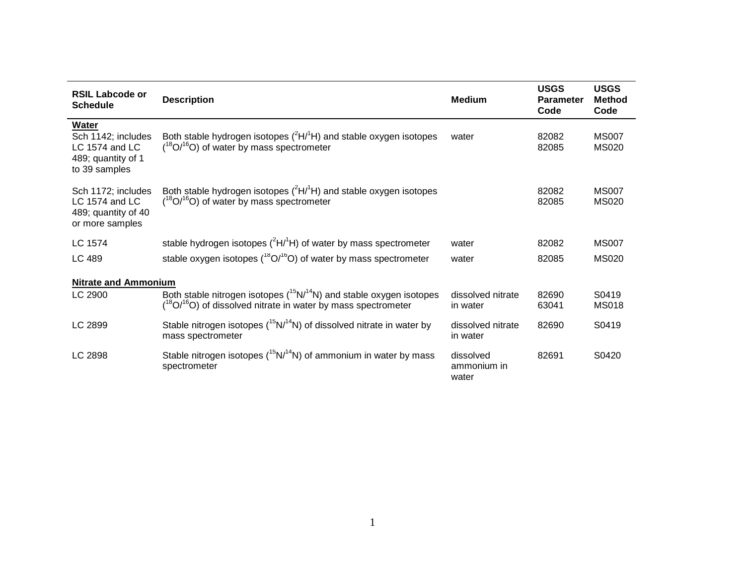| RSIL Labcode or Schedule | Description | Medium | USGS Parameter Code | USGS Method Code |
|---|---|---|---|---|
| **Water** | | | | |
| Sch 1142; includes LC 1574 and LC 489; quantity of 1 to 39 samples | Both stable hydrogen isotopes ($^{2}H/^{1}H$) and stable oxygen isotopes ($^{18}O/^{16}O$) of water by mass spectrometer | water | 82082<br>82085 | MS007<br>MS020 |
| Sch 1172; includes LC 1574 and LC 489; quantity of 40 or more samples | Both stable hydrogen isotopes ($^{2}H/^{1}H$) and stable oxygen isotopes ($^{18}O/^{16}O$) of water by mass spectrometer | | 82082<br>82085 | MS007<br>MS020 |
| LC 1574 | stable hydrogen isotopes ($^{2}H/^{1}H$) of water by mass spectrometer | water | 82082 | MS007 |
| LC 489 | stable oxygen isotopes ($^{18}O/^{16}O$) of water by mass spectrometer | water | 82085 | MS020 |
| **Nitrate and Ammonium** | | | | |
| LC 2900 | Both stable nitrogen isotopes ($^{15}N/^{14}N$) and stable oxygen isotopes ($^{18}O/^{16}O$) of dissolved nitrate in water by mass spectrometer | dissolved nitrate in water | 82690<br>63041 | S0419<br>MS018 |
| LC 2899 | Stable nitrogen isotopes ($^{15}N/^{14}N$) of dissolved nitrate in water by mass spectrometer | dissolved nitrate in water | 82690 | S0419 |
| LC 2898 | Stable nitrogen isotopes ($^{15}N/^{14}N$) of ammonium in water by mass spectrometer | dissolved ammonium in water | 82691 | S0420 |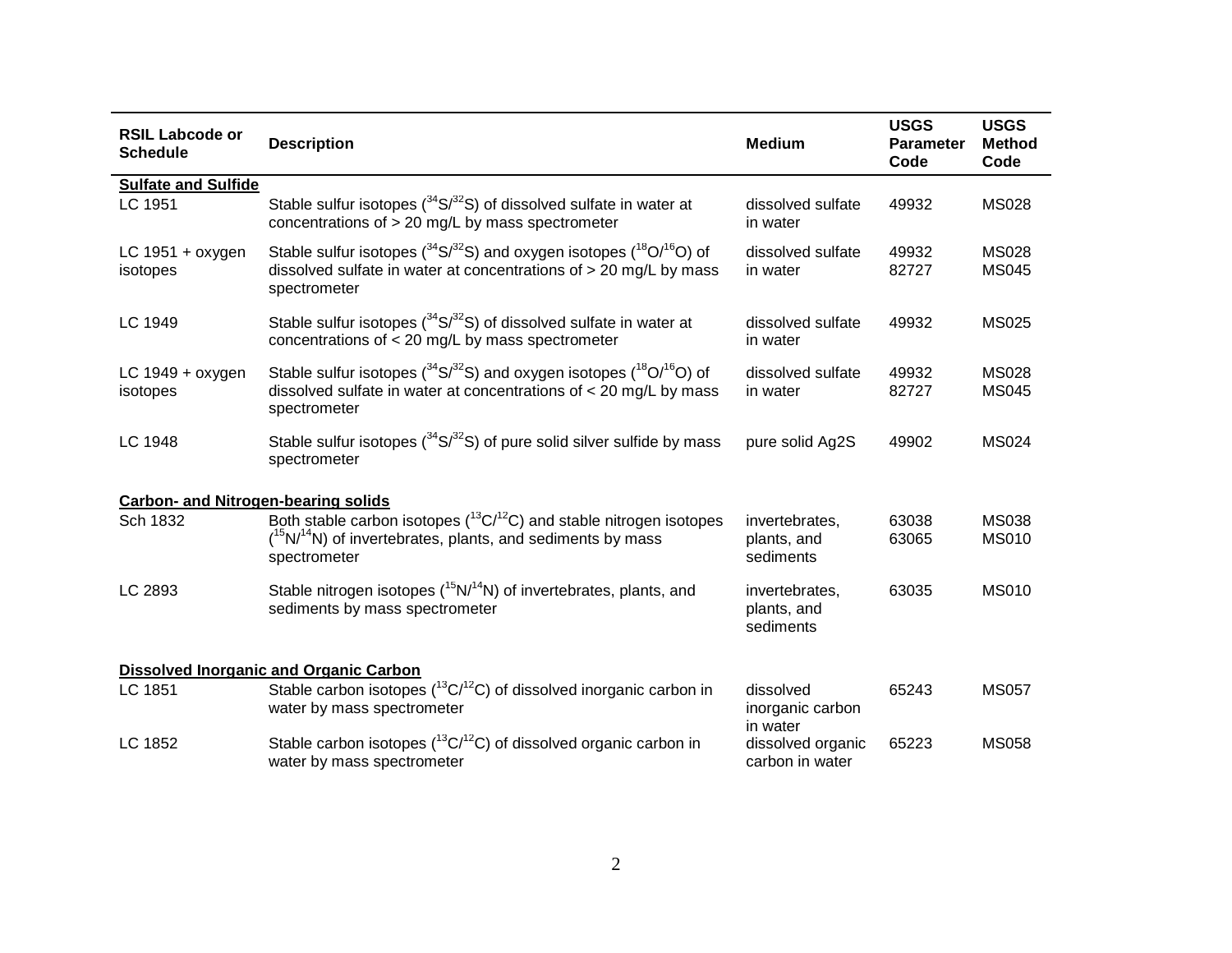| RSIL Labcode or Schedule | Description | Medium | USGS Parameter Code | USGS Method Code |
|---|---|---|---|---|
| **Sulfate and Sulfide** | | | | |
| LC 1951 | Stable sulfur isotopes ($^{34}S/^{32}S$) of dissolved sulfate in water at concentrations of > 20 mg/L by mass spectrometer | dissolved sulfate in water | 49932 | MS028 |
| LC 1951 + oxygen isotopes | Stable sulfur isotopes ($^{34}S/^{32}S$) and oxygen isotopes ($^{18}O/^{16}O$) of dissolved sulfate in water at concentrations of > 20 mg/L by mass spectrometer | dissolved sulfate in water | 49932<br>82727 | MS028<br>MS045 |
| LC 1949 | Stable sulfur isotopes ($^{34}S/^{32}S$) of dissolved sulfate in water at concentrations of < 20 mg/L by mass spectrometer | dissolved sulfate in water | 49932 | MS025 |
| LC 1949 + oxygen isotopes | Stable sulfur isotopes ($^{34}S/^{32}S$) and oxygen isotopes ($^{18}O/^{16}O$) of dissolved sulfate in water at concentrations of < 20 mg/L by mass spectrometer | dissolved sulfate in water | 49932<br>82727 | MS028<br>MS045 |
| LC 1948 | Stable sulfur isotopes ($^{34}S/^{32}S$) of pure solid silver sulfide by mass spectrometer | pure solid Ag2S | 49902 | MS024 |
| **Carbon- and Nitrogen-bearing solids** | | | | |
| Sch 1832 | Both stable carbon isotopes ($^{13}C/^{12}C$) and stable nitrogen isotopes ($^{15}N/^{14}N$) of invertebrates, plants, and sediments by mass spectrometer | invertebrates, plants, and sediments | 63038<br>63065 | MS038<br>MS010 |
| LC 2893 | Stable nitrogen isotopes ($^{15}N/^{14}N$) of invertebrates, plants, and sediments by mass spectrometer | invertebrates, plants, and sediments | 63035 | MS010 |
| **Dissolved Inorganic and Organic Carbon** | | | | |
| LC 1851 | Stable carbon isotopes ($^{13}C/^{12}C$) of dissolved inorganic carbon in water by mass spectrometer | dissolved inorganic carbon in water | 65243 | MS057 |
| LC 1852 | Stable carbon isotopes ($^{13}C/^{12}C$) of dissolved organic carbon in water by mass spectrometer | dissolved organic carbon in water | 65223 | MS058 |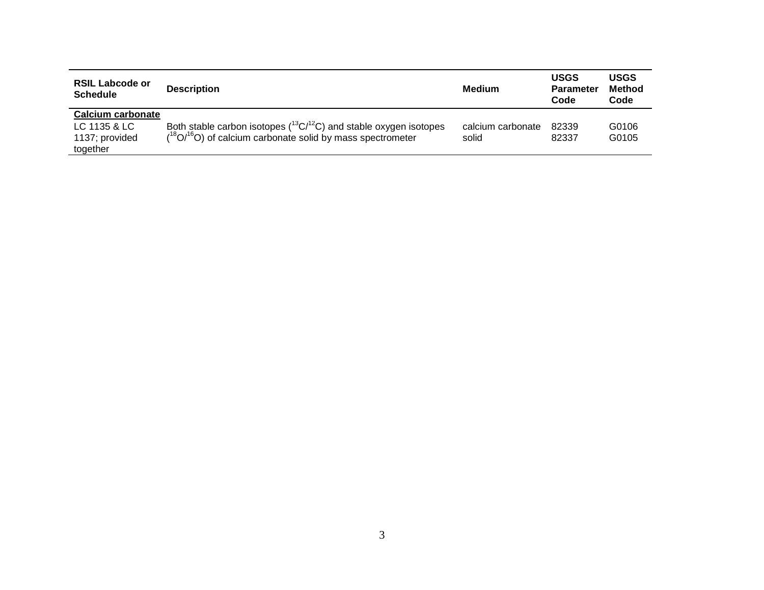| RSIL Labcode or Schedule | Description | Medium | USGS Parameter Code | USGS Method Code |
|---|---|---|---|---|
| **Calcium carbonate** | | | | |
| LC 1135 & LC 1137; provided together | Both stable carbon isotopes ($^{13}C/^{12}C$) and stable oxygen isotopes ($^{18}O/^{16}O$) of calcium carbonate solid by mass spectrometer | calcium carbonate solid | 82339<br>82337 | G0106<br>G0105 |